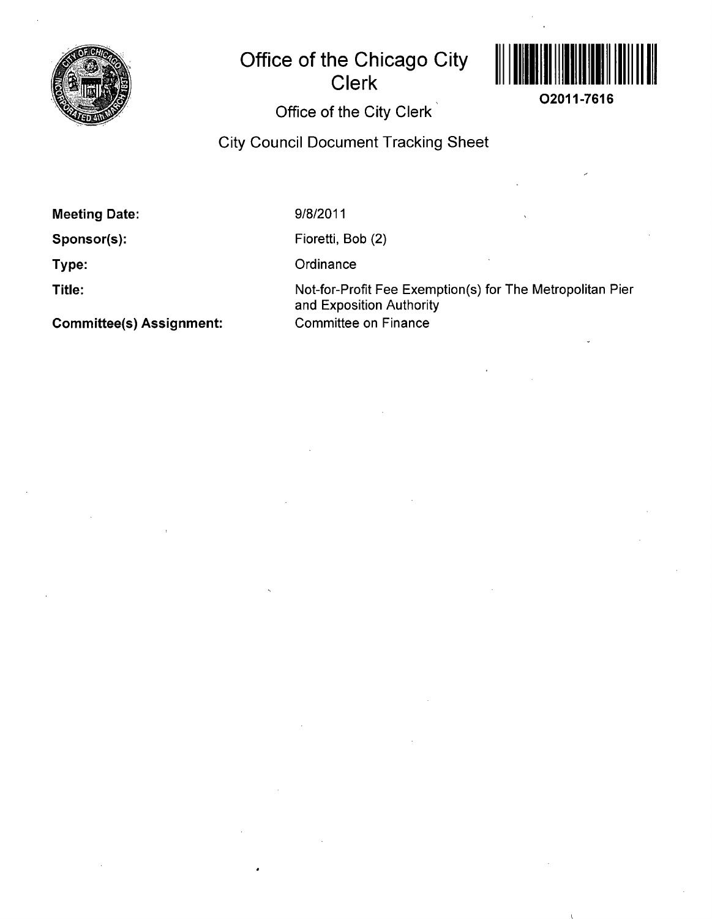# Office of the Chicago City Clerk

O2011-7616

## Office of the City Clerk

## City Council Document Tracking Sheet

**Meeting Date:** 9/8/2011

**Sponsor(s):** Fioretti, Bob (2)

**Type:** Ordinance

**Title:** Not-for-Profit Fee Exemption(s) for The Metropolitan Pier and Exposition Authority

**Committee(s) Assignment:** Committee on Finance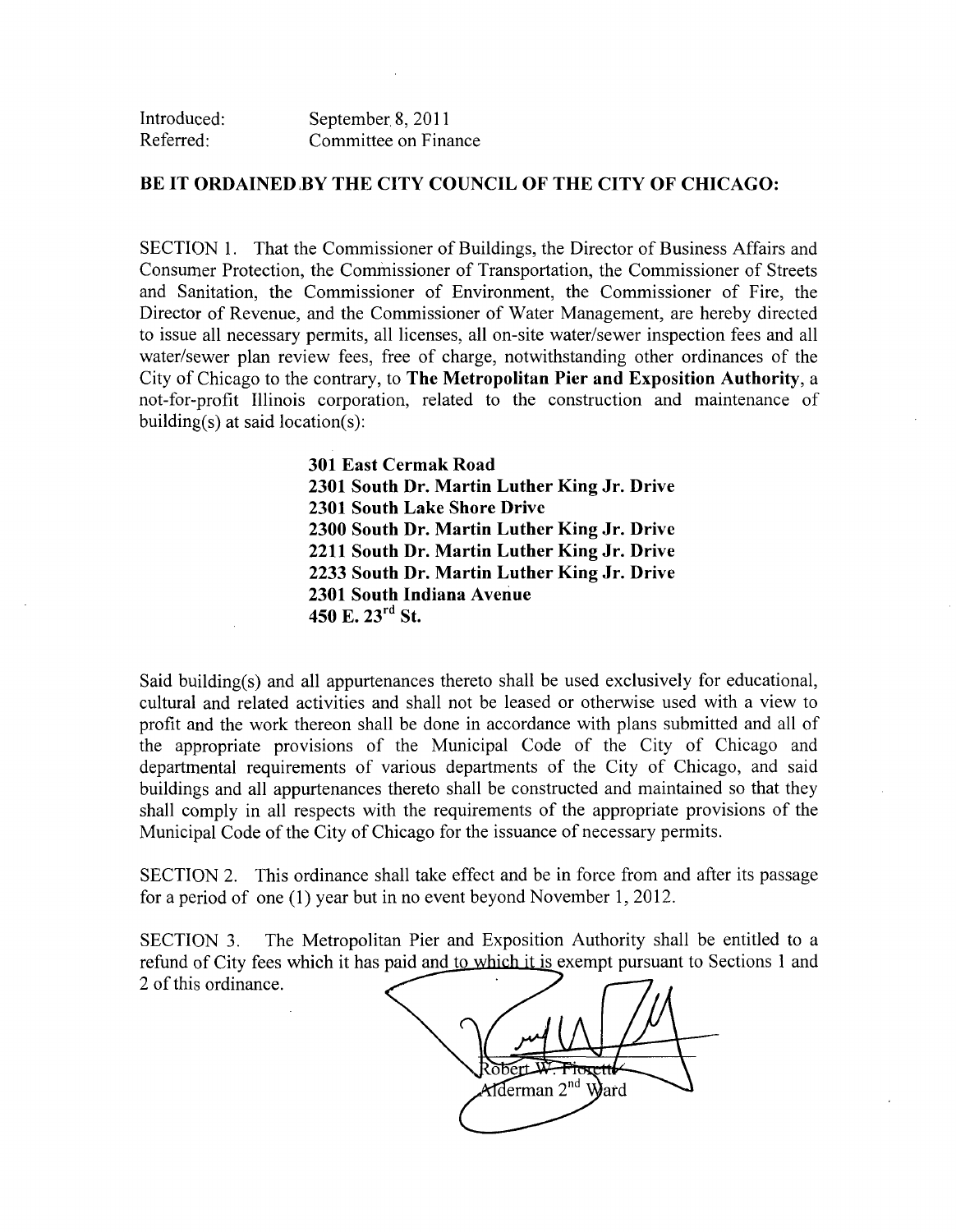Introduced: September 8, 2011
Referred: Committee on Finance

**BE IT ORDAINED BY THE CITY COUNCIL OF THE CITY OF CHICAGO:**

SECTION 1. That the Commissioner of Buildings, the Director of Business Affairs and Consumer Protection, the Commissioner of Transportation, the Commissioner of Streets and Sanitation, the Commissioner of Environment, the Commissioner of Fire, the Director of Revenue, and the Commissioner of Water Management, are hereby directed to issue all necessary permits, all licenses, all on-site water/sewer inspection fees and all water/sewer plan review fees, free of charge, notwithstanding other ordinances of the City of Chicago to the contrary, to **The Metropolitan Pier and Exposition Authority**, a not-for-profit Illinois corporation, related to the construction and maintenance of building(s) at said location(s):

**301 East Cermak Road**
**2301 South Dr. Martin Luther King Jr. Drive**
**2301 South Lake Shore Drive**
**2300 South Dr. Martin Luther King Jr. Drive**
**2211 South Dr. Martin Luther King Jr. Drive**
**2233 South Dr. Martin Luther King Jr. Drive**
**2301 South Indiana Avenue**
**450 E. 23rd St.**

Said building(s) and all appurtenances thereto shall be used exclusively for educational, cultural and related activities and shall not be leased or otherwise used with a view to profit and the work thereon shall be done in accordance with plans submitted and all of the appropriate provisions of the Municipal Code of the City of Chicago and departmental requirements of various departments of the City of Chicago, and said buildings and all appurtenances thereto shall be constructed and maintained so that they shall comply in all respects with the requirements of the appropriate provisions of the Municipal Code of the City of Chicago for the issuance of necessary permits.

SECTION 2. This ordinance shall take effect and be in force from and after its passage for a period of one (1) year but in no event beyond November 1, 2012.

SECTION 3. The Metropolitan Pier and Exposition Authority shall be entitled to a refund of City fees which it has paid and to which it is exempt pursuant to Sections 1 and 2 of this ordinance.

Robert W. Fioretti
Alderman 2nd Ward